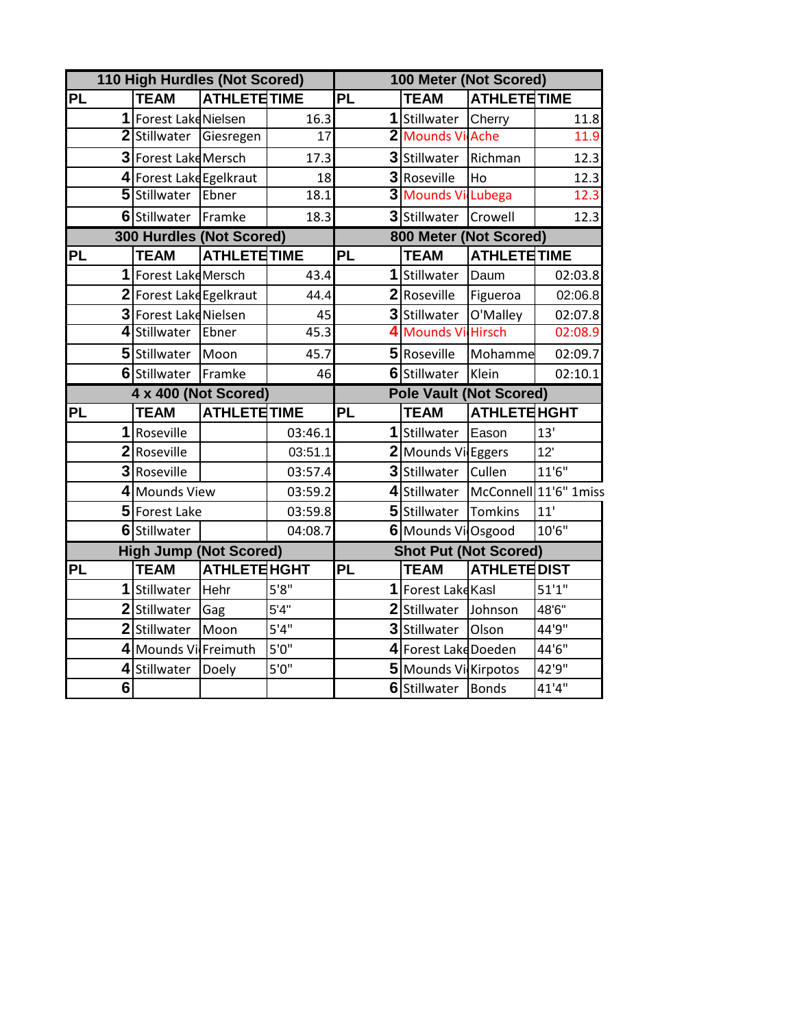| 110 High Hurdles (Not Scored) | | | | 100 Meter (Not Scored) | | | |
|---|---|---|---|---|---|---|---|
| PL | TEAM | ATHLETE | TIME | PL | TEAM | ATHLETE | TIME |
| 1 | Forest Lake | Nielsen | 16.3 | 1 | Stillwater | Cherry | 11.8 |
| 2 | Stillwater | Giesregen | 17 | 2 | Mounds Vi | Ache | 11.9 |
| 3 | Forest Lake | Mersch | 17.3 | 3 | Stillwater | Richman | 12.3 |
| 4 | Forest Lake | Egelkraut | 18 | 3 | Roseville | Ho | 12.3 |
| 5 | Stillwater | Ebner | 18.1 | 3 | Mounds Vi | Lubega | 12.3 |
| 6 | Stillwater | Framke | 18.3 | 3 | Stillwater | Crowell | 12.3 |
| 300 Hurdles (Not Scored) | | | | 800 Meter (Not Scored) | | | |
| PL | TEAM | ATHLETE | TIME | PL | TEAM | ATHLETE | TIME |
| 1 | Forest Lake | Mersch | 43.4 | 1 | Stillwater | Daum | 02:03.8 |
| 2 | Forest Lake | Egelkraut | 44.4 | 2 | Roseville | Figueroa | 02:06.8 |
| 3 | Forest Lake | Nielsen | 45 | 3 | Stillwater | O'Malley | 02:07.8 |
| 4 | Stillwater | Ebner | 45.3 | 4 | Mounds Vi | Hirsch | 02:08.9 |
| 5 | Stillwater | Moon | 45.7 | 5 | Roseville | Mohamme | 02:09.7 |
| 6 | Stillwater | Framke | 46 | 6 | Stillwater | Klein | 02:10.1 |
| 4 x 400 (Not Scored) | | | | Pole Vault (Not Scored) | | | |
| PL | TEAM | ATHLETE | TIME | PL | TEAM | ATHLETE | HGHT |
| 1 | Roseville | | 03:46.1 | 1 | Stillwater | Eason | 13' |
| 2 | Roseville | | 03:51.1 | 2 | Mounds Vi | Eggers | 12' |
| 3 | Roseville | | 03:57.4 | 3 | Stillwater | Cullen | 11'6" |
| 4 | Mounds View | | 03:59.2 | 4 | Stillwater | McConnell | 11'6" 1miss |
| 5 | Forest Lake | | 03:59.8 | 5 | Stillwater | Tomkins | 11' |
| 6 | Stillwater | | 04:08.7 | 6 | Mounds Vi | Osgood | 10'6" |
| High Jump (Not Scored) | | | | Shot Put (Not Scored) | | | |
| PL | TEAM | ATHLETE | HGHT | PL | TEAM | ATHLETE | DIST |
| 1 | Stillwater | Hehr | 5'8" | 1 | Forest Lake | Kasl | 51'1" |
| 2 | Stillwater | Gag | 5'4" | 2 | Stillwater | Johnson | 48'6" |
| 2 | Stillwater | Moon | 5'4" | 3 | Stillwater | Olson | 44'9" |
| 4 | Mounds Vi | Freimuth | 5'0" | 4 | Forest Lake | Doeden | 44'6" |
| 4 | Stillwater | Doely | 5'0" | 5 | Mounds Vi | Kirpotos | 42'9" |
| 6 | | | | 6 | Stillwater | Bonds | 41'4" |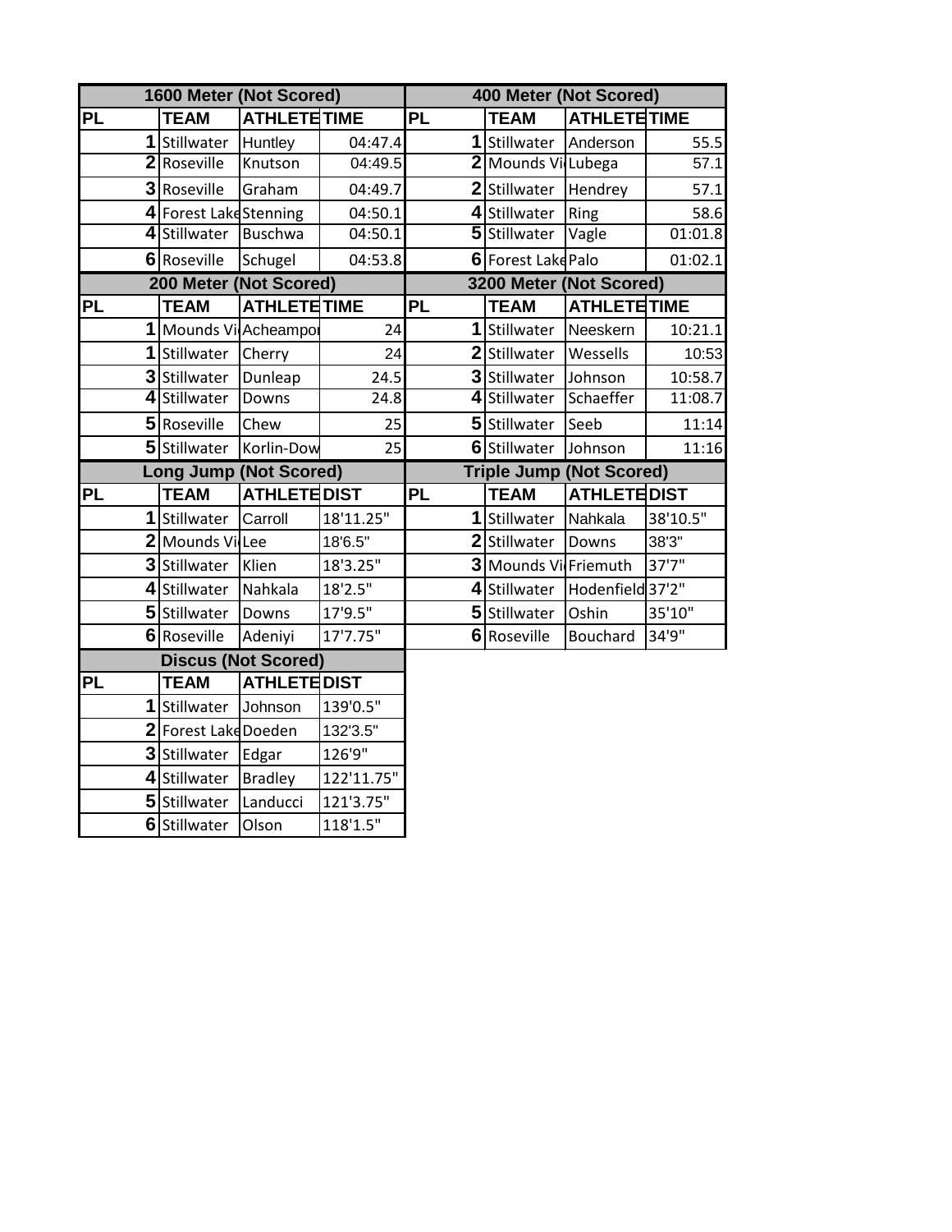| 1600 Meter (Not Scored) | | | |
|---|---|---|---|
| PL | TEAM | ATHLETE | TIME |
| 1 | Stillwater | Huntley | 04:47.4 |
| 2 | Roseville | Knutson | 04:49.5 |
| 3 | Roseville | Graham | 04:49.7 |
| 4 | Forest Lake | Stenning | 04:50.1 |
| 4 | Stillwater | Buschwa | 04:50.1 |
| 6 | Roseville | Schugel | 04:53.8 |

| 400 Meter (Not Scored) | | | |
|---|---|---|---|
| PL | TEAM | ATHLETE | TIME |
| 1 | Stillwater | Anderson | 55.5 |
| 2 | Mounds Vi | Lubega | 57.1 |
| 2 | Stillwater | Hendrey | 57.1 |
| 4 | Stillwater | Ring | 58.6 |
| 5 | Stillwater | Vagle | 01:01.8 |
| 6 | Forest Lake | Palo | 01:02.1 |

| 200 Meter (Not Scored) | | | |
|---|---|---|---|
| PL | TEAM | ATHLETE | TIME |
| 1 | Mounds Vi | Acheampo | 24 |
| 1 | Stillwater | Cherry | 24 |
| 3 | Stillwater | Dunleap | 24.5 |
| 4 | Stillwater | Downs | 24.8 |
| 5 | Roseville | Chew | 25 |
| 5 | Stillwater | Korlin-Dow | 25 |

| 3200 Meter (Not Scored) | | | |
|---|---|---|---|
| PL | TEAM | ATHLETE | TIME |
| 1 | Stillwater | Neeskern | 10:21.1 |
| 2 | Stillwater | Wessells | 10:53 |
| 3 | Stillwater | Johnson | 10:58.7 |
| 4 | Stillwater | Schaeffer | 11:08.7 |
| 5 | Stillwater | Seeb | 11:14 |
| 6 | Stillwater | Johnson | 11:16 |

| Long Jump (Not Scored) | | | |
|---|---|---|---|
| PL | TEAM | ATHLETE | DIST |
| 1 | Stillwater | Carroll | 18'11.25" |
| 2 | Mounds Vi | Lee | 18'6.5" |
| 3 | Stillwater | Klien | 18'3.25" |
| 4 | Stillwater | Nahkala | 18'2.5" |
| 5 | Stillwater | Downs | 17'9.5" |
| 6 | Roseville | Adeniyi | 17'7.75" |

| Triple Jump (Not Scored) | | | |
|---|---|---|---|
| PL | TEAM | ATHLETE | DIST |
| 1 | Stillwater | Nahkala | 38'10.5" |
| 2 | Stillwater | Downs | 38'3" |
| 3 | Mounds Vi | Friemuth | 37'7" |
| 4 | Stillwater | Hodenfield | 37'2" |
| 5 | Stillwater | Oshin | 35'10" |
| 6 | Roseville | Bouchard | 34'9" |

| Discus (Not Scored) | | | |
|---|---|---|---|
| PL | TEAM | ATHLETE | DIST |
| 1 | Stillwater | Johnson | 139'0.5" |
| 2 | Forest Lake | Doeden | 132'3.5" |
| 3 | Stillwater | Edgar | 126'9" |
| 4 | Stillwater | Bradley | 122'11.75" |
| 5 | Stillwater | Landucci | 121'3.75" |
| 6 | Stillwater | Olson | 118'1.5" |